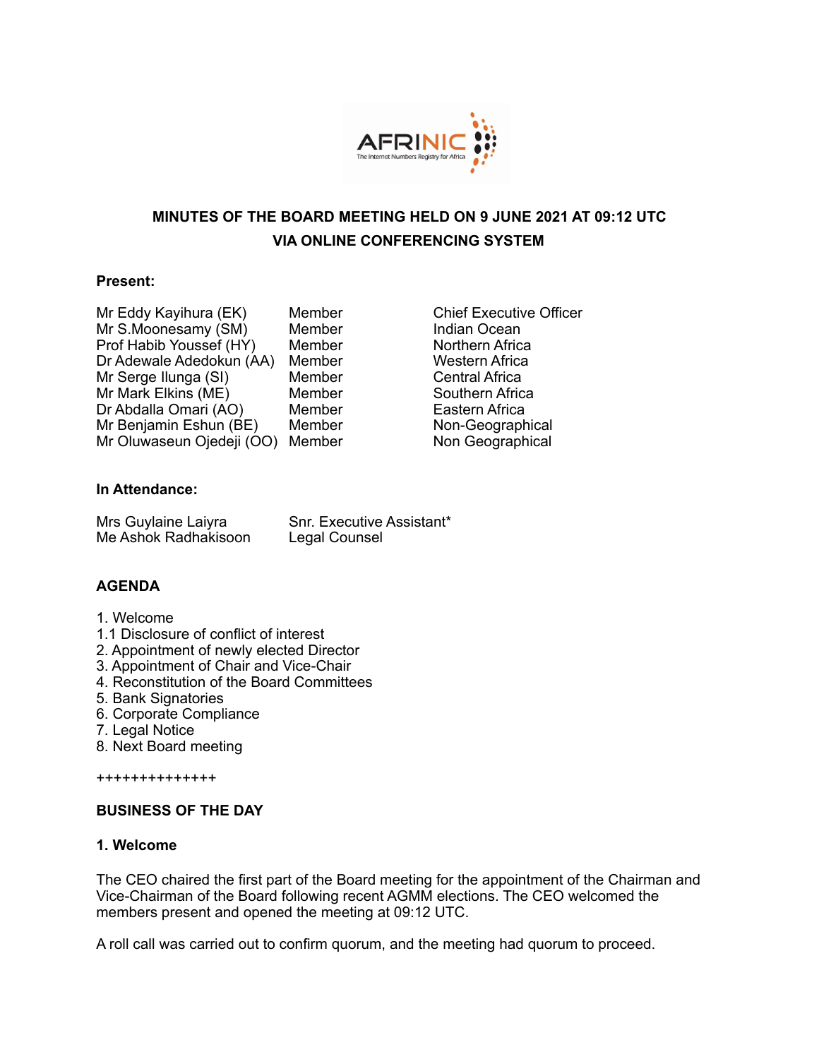AFRINIC
The Internet Numbers Registry for Africa

**MINUTES OF THE BOARD MEETING HELD ON 9 JUNE 2021 AT 09:12 UTC**
**VIA ONLINE CONFERENCING SYSTEM**

**Present:**

| | | |
|---|---|---|
| Mr Eddy Kayihura (EK) | Member | Chief Executive Officer |
| Mr S.Moonesamy (SM) | Member | Indian Ocean |
| Prof Habib Youssef (HY) | Member | Northern Africa |
| Dr Adewale Adedokun (AA) | Member | Western Africa |
| Mr Serge Ilunga (SI) | Member | Central Africa |
| Mr Mark Elkins (ME) | Member | Southern Africa |
| Dr Abdalla Omari (AO) | Member | Eastern Africa |
| Mr Benjamin Eshun (BE) | Member | Non-Geographical |
| Mr Oluwaseun Ojedeji (OO) | Member | Non Geographical |

**In Attendance:**

| | |
|---|---|
| Mrs Guylaine Laiyra | Snr. Executive Assistant* |
| Me Ashok Radhakisoon | Legal Counsel |

**AGENDA**

1. Welcome
1.1 Disclosure of conflict of interest
2. Appointment of newly elected Director
3. Appointment of Chair and Vice-Chair
4. Reconstitution of the Board Committees
5. Bank Signatories
6. Corporate Compliance
7. Legal Notice
8. Next Board meeting

++++++++++++++

**BUSINESS OF THE DAY**

**1. Welcome**

The CEO chaired the first part of the Board meeting for the appointment of the Chairman and Vice-Chairman of the Board following recent AGMM elections. The CEO welcomed the members present and opened the meeting at 09:12 UTC.

A roll call was carried out to confirm quorum, and the meeting had quorum to proceed.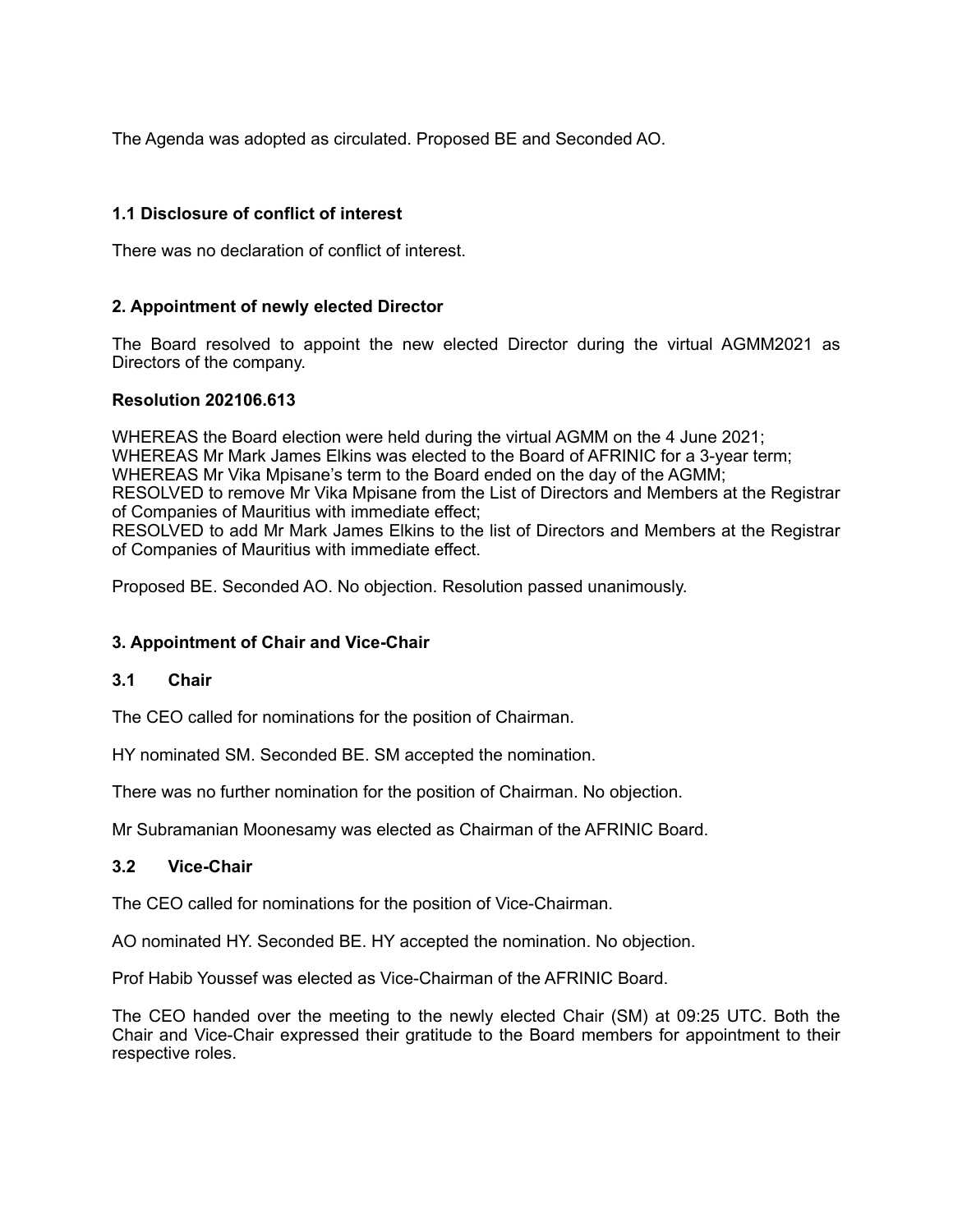The Agenda was adopted as circulated. Proposed BE and Seconded AO.

### 1.1 Disclosure of conflict of interest

There was no declaration of conflict of interest.

## 2. Appointment of newly elected Director

The Board resolved to appoint the new elected Director during the virtual AGMM2021 as Directors of the company.

### Resolution 202106.613

WHEREAS the Board election were held during the virtual AGMM on the 4 June 2021;
WHEREAS Mr Mark James Elkins was elected to the Board of AFRINIC for a 3-year term;
WHEREAS Mr Vika Mpisane's term to the Board ended on the day of the AGMM;
RESOLVED to remove Mr Vika Mpisane from the List of Directors and Members at the Registrar of Companies of Mauritius with immediate effect;
RESOLVED to add Mr Mark James Elkins to the list of Directors and Members at the Registrar of Companies of Mauritius with immediate effect.

Proposed BE. Seconded AO. No objection. Resolution passed unanimously.

## 3. Appointment of Chair and Vice-Chair

### 3.1 Chair

The CEO called for nominations for the position of Chairman.

HY nominated SM. Seconded BE. SM accepted the nomination.

There was no further nomination for the position of Chairman. No objection.

Mr Subramanian Moonesamy was elected as Chairman of the AFRINIC Board.

### 3.2 Vice-Chair

The CEO called for nominations for the position of Vice-Chairman.

AO nominated HY. Seconded BE. HY accepted the nomination. No objection.

Prof Habib Youssef was elected as Vice-Chairman of the AFRINIC Board.

The CEO handed over the meeting to the newly elected Chair (SM) at 09:25 UTC. Both the Chair and Vice-Chair expressed their gratitude to the Board members for appointment to their respective roles.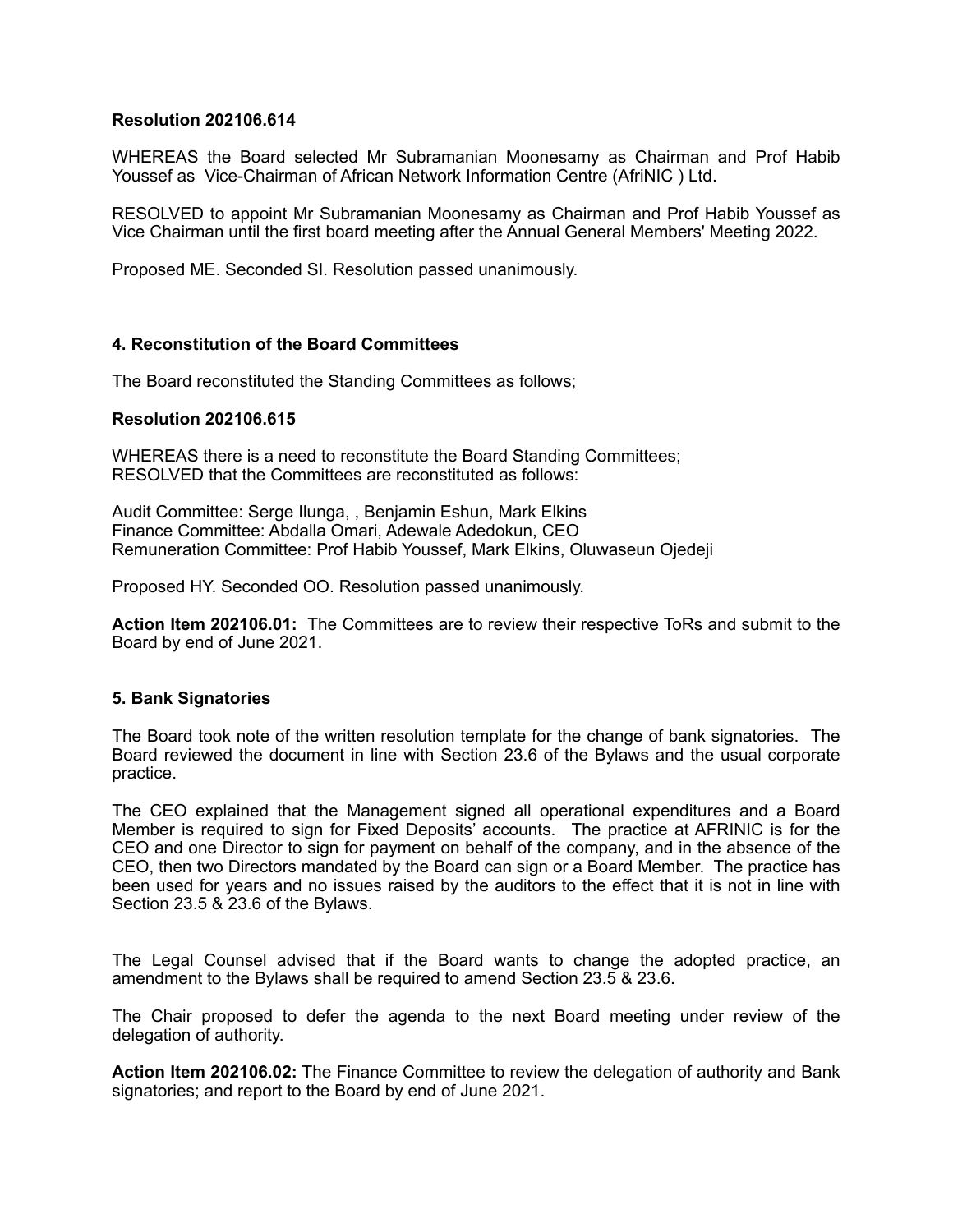**Resolution 202106.614**

WHEREAS the Board selected Mr Subramanian Moonesamy as Chairman and Prof Habib Youssef as Vice-Chairman of African Network Information Centre (AfriNIC ) Ltd.

RESOLVED to appoint Mr Subramanian Moonesamy as Chairman and Prof Habib Youssef as Vice Chairman until the first board meeting after the Annual General Members' Meeting 2022.

Proposed ME. Seconded SI. Resolution passed unanimously.

**4. Reconstitution of the Board Committees**

The Board reconstituted the Standing Committees as follows;

**Resolution 202106.615**

WHEREAS there is a need to reconstitute the Board Standing Committees;
RESOLVED that the Committees are reconstituted as follows:

Audit Committee: Serge Ilunga, , Benjamin Eshun, Mark Elkins
Finance Committee: Abdalla Omari, Adewale Adedokun, CEO
Remuneration Committee: Prof Habib Youssef, Mark Elkins, Oluwaseun Ojedeji

Proposed HY. Seconded OO. Resolution passed unanimously.

**Action Item 202106.01:** The Committees are to review their respective ToRs and submit to the Board by end of June 2021.

**5. Bank Signatories**

The Board took note of the written resolution template for the change of bank signatories. The Board reviewed the document in line with Section 23.6 of the Bylaws and the usual corporate practice.

The CEO explained that the Management signed all operational expenditures and a Board Member is required to sign for Fixed Deposits' accounts. The practice at AFRINIC is for the CEO and one Director to sign for payment on behalf of the company, and in the absence of the CEO, then two Directors mandated by the Board can sign or a Board Member. The practice has been used for years and no issues raised by the auditors to the effect that it is not in line with Section 23.5 & 23.6 of the Bylaws.

The Legal Counsel advised that if the Board wants to change the adopted practice, an amendment to the Bylaws shall be required to amend Section 23.5 & 23.6.

The Chair proposed to defer the agenda to the next Board meeting under review of the delegation of authority.

**Action Item 202106.02:** The Finance Committee to review the delegation of authority and Bank signatories; and report to the Board by end of June 2021.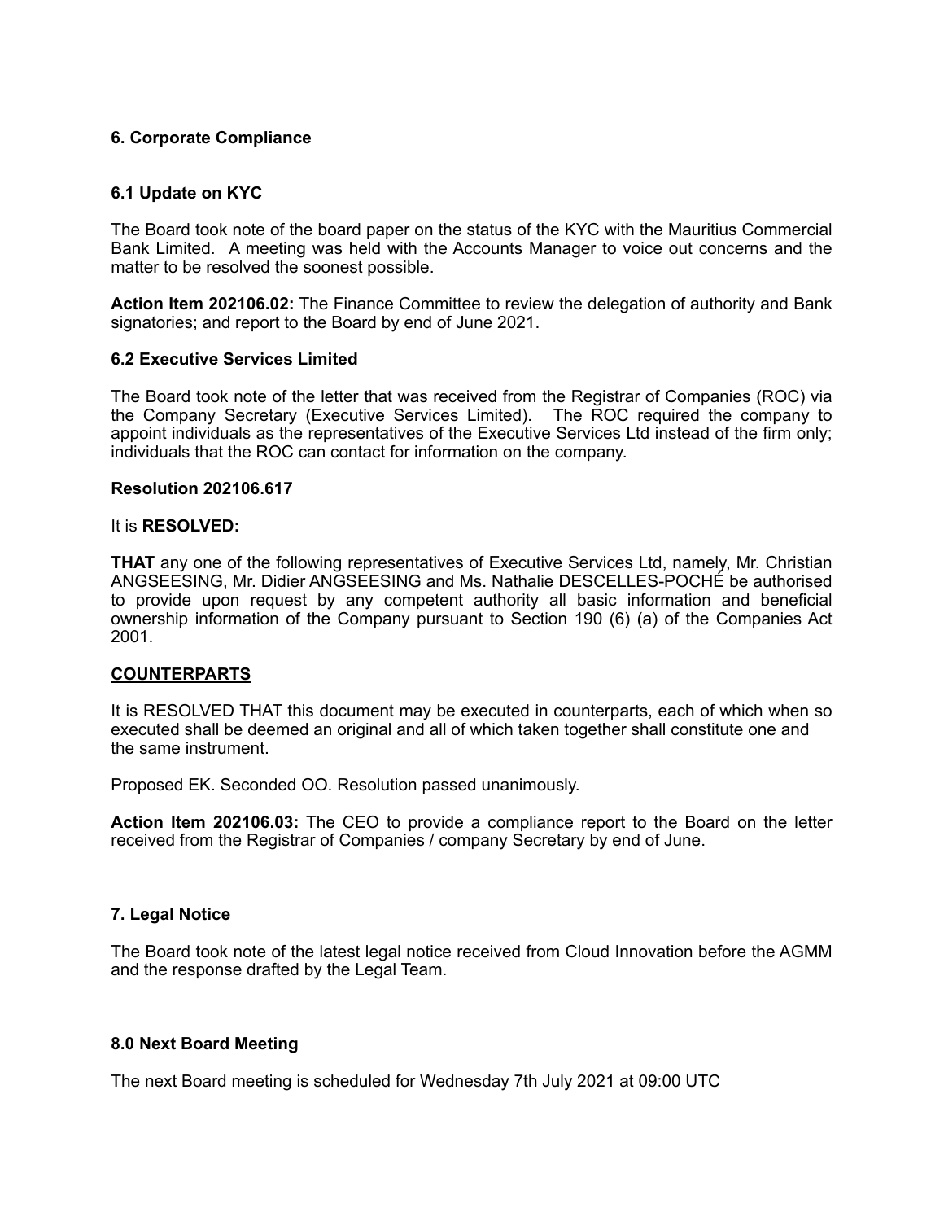## 6. Corporate Compliance

### 6.1 Update on KYC

The Board took note of the board paper on the status of the KYC with the Mauritius Commercial Bank Limited. A meeting was held with the Accounts Manager to voice out concerns and the matter to be resolved the soonest possible.

**Action Item 202106.02:** The Finance Committee to review the delegation of authority and Bank signatories; and report to the Board by end of June 2021.

### 6.2 Executive Services Limited

The Board took note of the letter that was received from the Registrar of Companies (ROC) via the Company Secretary (Executive Services Limited). The ROC required the company to appoint individuals as the representatives of the Executive Services Ltd instead of the firm only; individuals that the ROC can contact for information on the company.

**Resolution 202106.617**

It is **RESOLVED:**

**THAT** any one of the following representatives of Executive Services Ltd, namely, Mr. Christian ANGSEESING, Mr. Didier ANGSEESING and Ms. Nathalie DESCELLES-POCHÉ be authorised to provide upon request by any competent authority all basic information and beneficial ownership information of the Company pursuant to Section 190 (6) (a) of the Companies Act 2001.

**COUNTERPARTS**

It is RESOLVED THAT this document may be executed in counterparts, each of which when so executed shall be deemed an original and all of which taken together shall constitute one and the same instrument.

Proposed EK. Seconded OO. Resolution passed unanimously.

**Action Item 202106.03:** The CEO to provide a compliance report to the Board on the letter received from the Registrar of Companies / company Secretary by end of June.

## 7. Legal Notice

The Board took note of the latest legal notice received from Cloud Innovation before the AGMM and the response drafted by the Legal Team.

## 8.0 Next Board Meeting

The next Board meeting is scheduled for Wednesday 7th July 2021 at 09:00 UTC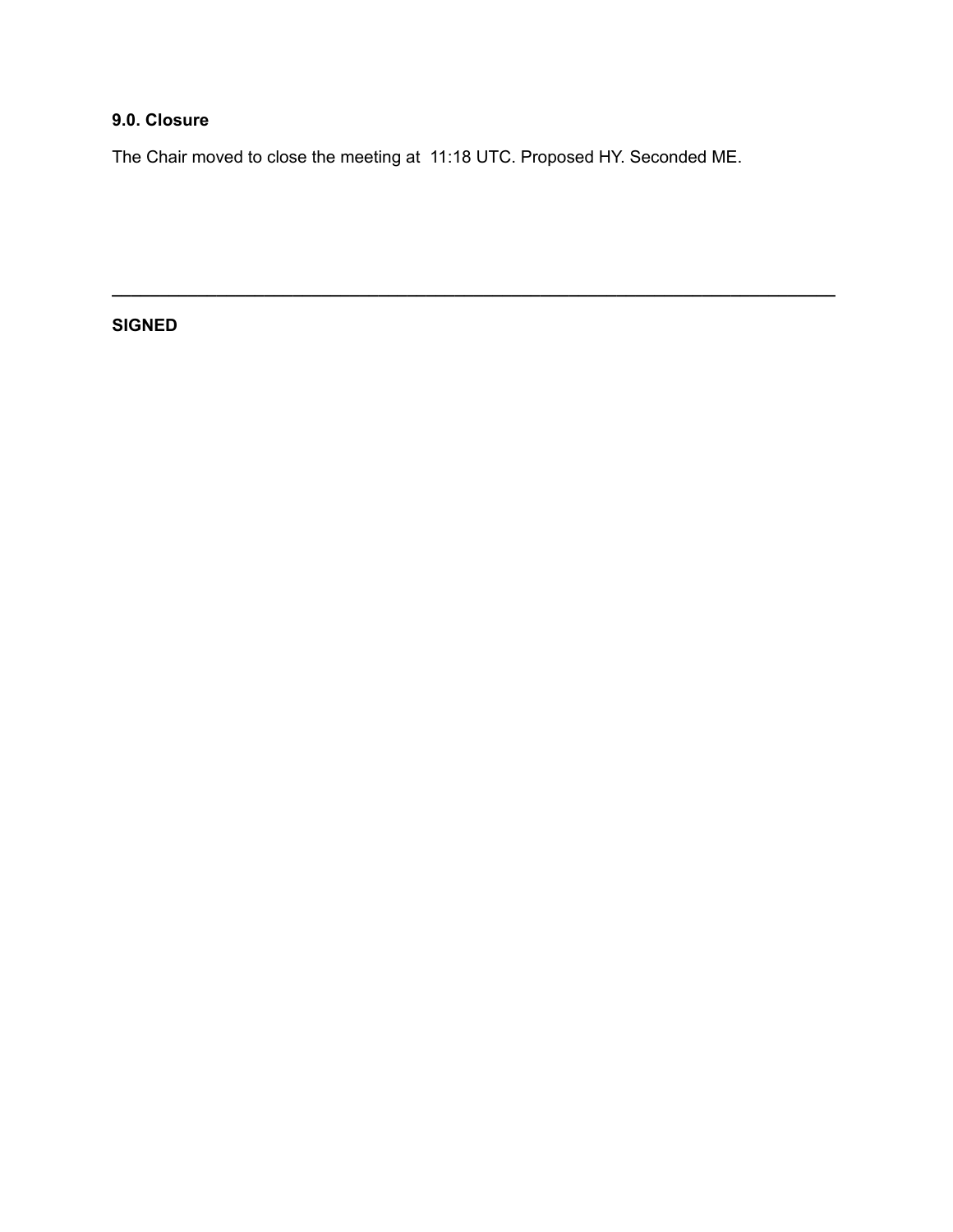**9.0. Closure**

The Chair moved to close the meeting at 11:18 UTC. Proposed HY. Seconded ME.

---

**SIGNED**